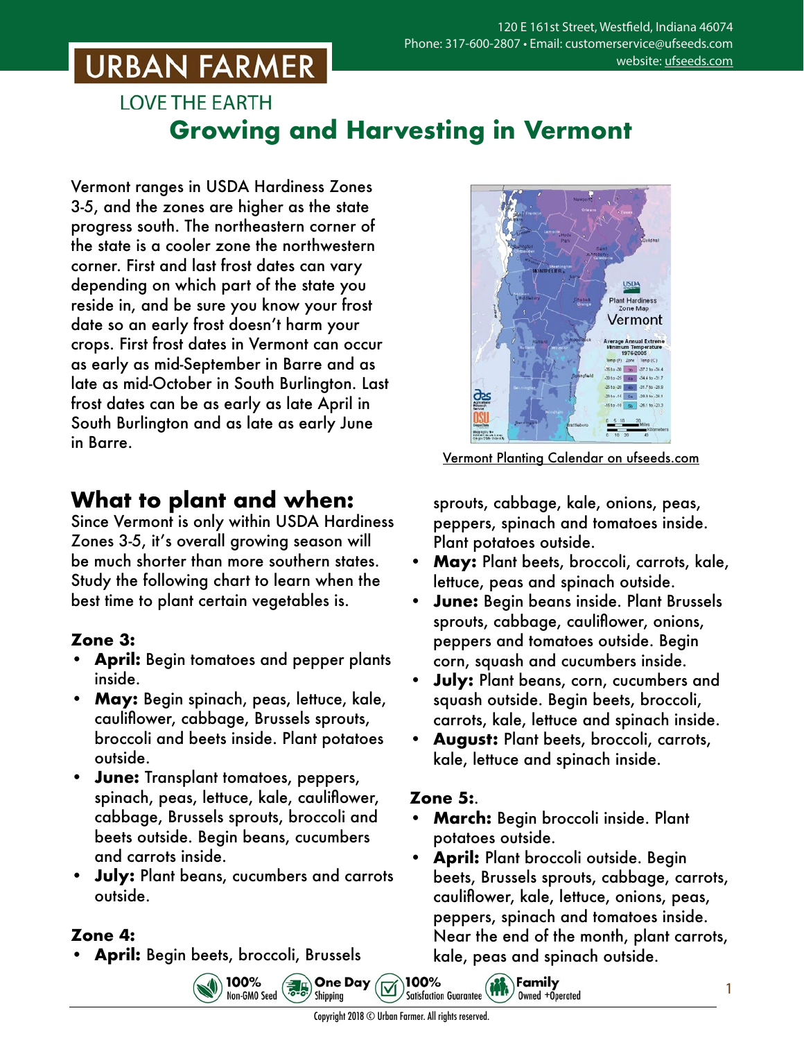# URBAN FARMER

LOVE THE EARTH

120 E 161st Street, Westfield, Indiana 46074
Phone: 317-600-2807 • Email: customerservice@ufseeds.com
website: ufseeds.com

## Growing and Harvesting in Vermont

Vermont ranges in USDA Hardiness Zones 3-5, and the zones are higher as the state progress south. The northeastern corner of the state is a cooler zone the northwestern corner. First and last frost dates can vary depending on which part of the state you reside in, and be sure you know your frost date so an early frost doesn't harm your crops. First frost dates in Vermont can occur as early as mid-September in Barre and as late as mid-October in South Burlington. Last frost dates can be as early as late April in South Burlington and as late as early June in Barre.

Vermont Planting Calendar on ufseeds.com

## What to plant and when:

Since Vermont is only within USDA Hardiness Zones 3-5, it's overall growing season will be much shorter than more southern states. Study the following chart to learn when the best time to plant certain vegetables is.

### Zone 3:

- **April:** Begin tomatoes and pepper plants inside.
- **May:** Begin spinach, peas, lettuce, kale, cauliflower, cabbage, Brussels sprouts, broccoli and beets inside. Plant potatoes outside.
- **June:** Transplant tomatoes, peppers, spinach, peas, lettuce, kale, cauliflower, cabbage, Brussels sprouts, broccoli and beets outside. Begin beans, cucumbers and carrots inside.
- **July:** Plant beans, cucumbers and carrots outside.

### Zone 4:

- **April:** Begin beets, broccoli, Brussels sprouts, cabbage, kale, onions, peas, peppers, spinach and tomatoes inside. Plant potatoes outside.
- **May:** Plant beets, broccoli, carrots, kale, lettuce, peas and spinach outside.
- **June:** Begin beans inside. Plant Brussels sprouts, cabbage, cauliflower, onions, peppers and tomatoes outside. Begin corn, squash and cucumbers inside.
- **July:** Plant beans, corn, cucumbers and squash outside. Begin beets, broccoli, carrots, kale, lettuce and spinach inside.
- **August:** Plant beets, broccoli, carrots, kale, lettuce and spinach inside.

### Zone 5:.

- **March:** Begin broccoli inside. Plant potatoes outside.
- **April:** Plant broccoli outside. Begin beets, Brussels sprouts, cabbage, carrots, cauliflower, kale, lettuce, onions, peas, peppers, spinach and tomatoes inside. Near the end of the month, plant carrots, kale, peas and spinach outside.

100% Non-GMO Seed • One Day Shipping • 100% Satisfaction Guarantee • Family Owned +Operated

Copyright 2018 © Urban Farmer. All rights reserved.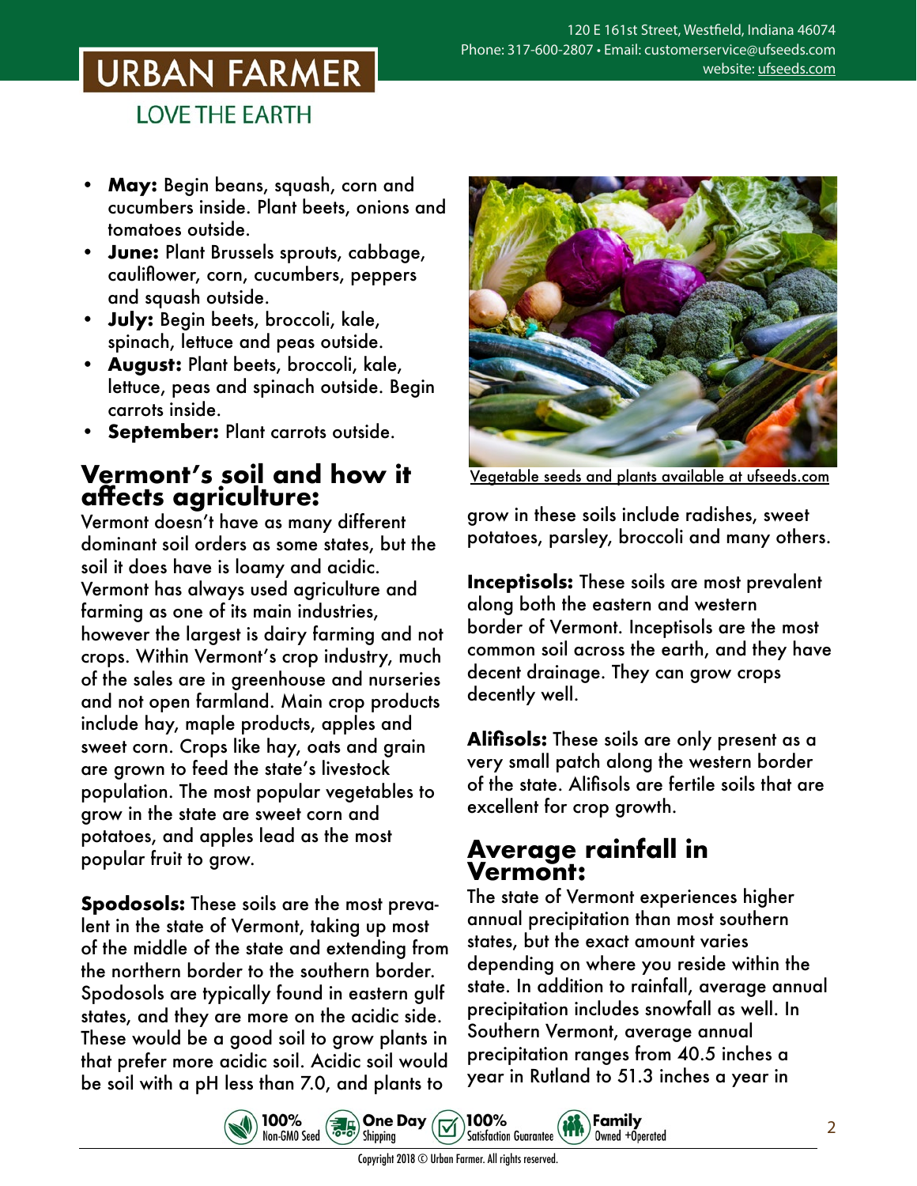- **May:** Begin beans, squash, corn and cucumbers inside. Plant beets, onions and tomatoes outside.
- **June:** Plant Brussels sprouts, cabbage, cauliflower, corn, cucumbers, peppers and squash outside.
- **July:** Begin beets, broccoli, kale, spinach, lettuce and peas outside.
- **August:** Plant beets, broccoli, kale, lettuce, peas and spinach outside. Begin carrots inside.
- **September:** Plant carrots outside.

## Vermont's soil and how it affects agriculture:

Vermont doesn't have as many different dominant soil orders as some states, but the soil it does have is loamy and acidic. Vermont has always used agriculture and farming as one of its main industries, however the largest is dairy farming and not crops. Within Vermont's crop industry, much of the sales are in greenhouse and nurseries and not open farmland. Main crop products include hay, maple products, apples and sweet corn. Crops like hay, oats and grain are grown to feed the state's livestock population. The most popular vegetables to grow in the state are sweet corn and potatoes, and apples lead as the most popular fruit to grow.

**Spodosols:** These soils are the most prevalent in the state of Vermont, taking up most of the middle of the state and extending from the northern border to the southern border. Spodosols are typically found in eastern gulf states, and they are more on the acidic side. These would be a good soil to grow plants in that prefer more acidic soil. Acidic soil would be soil with a pH less than 7.0, and plants to grow in these soils include radishes, sweet potatoes, parsley, broccoli and many others.

Vegetable seeds and plants available at ufseeds.com

**Inceptisols:** These soils are most prevalent along both the eastern and western border of Vermont. Inceptisols are the most common soil across the earth, and they have decent drainage. They can grow crops decently well.

**Alifisols:** These soils are only present as a very small patch along the western border of the state. Alifisols are fertile soils that are excellent for crop growth.

## Average rainfall in Vermont:

The state of Vermont experiences higher annual precipitation than most southern states, but the exact amount varies depending on where you reside within the state. In addition to rainfall, average annual precipitation includes snowfall as well. In Southern Vermont, average annual precipitation ranges from 40.5 inches a year in Rutland to 51.3 inches a year in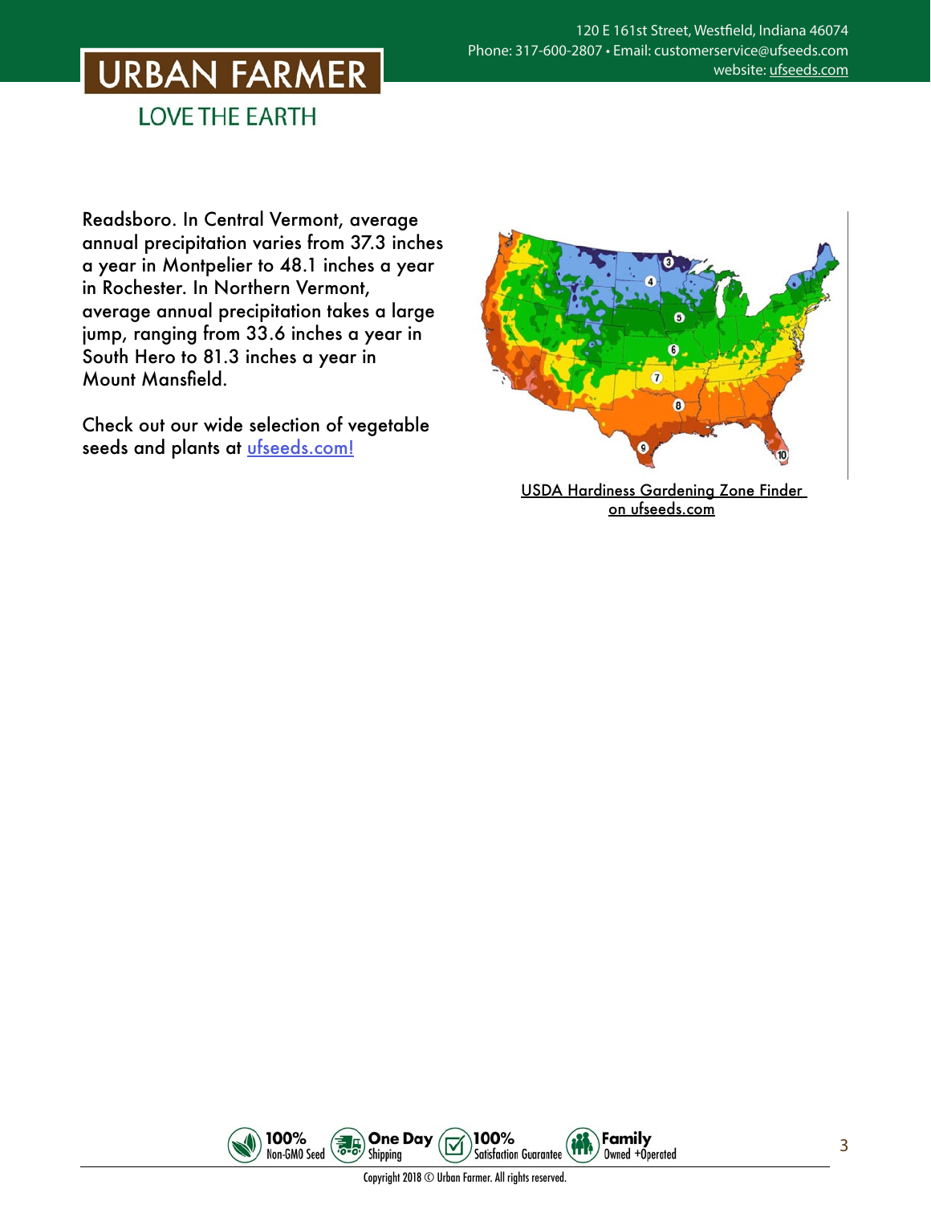Readsboro. In Central Vermont, average annual precipitation varies from 37.3 inches a year in Montpelier to 48.1 inches a year in Rochester. In Northern Vermont, average annual precipitation takes a large jump, ranging from 33.6 inches a year in South Hero to 81.3 inches a year in Mount Mansfield.

Check out our wide selection of vegetable seeds and plants at [ufseeds.com!](ufseeds.com)

3
4
5
6
7
8
9
10

USDA Hardiness Gardening Zone Finder on ufseeds.com